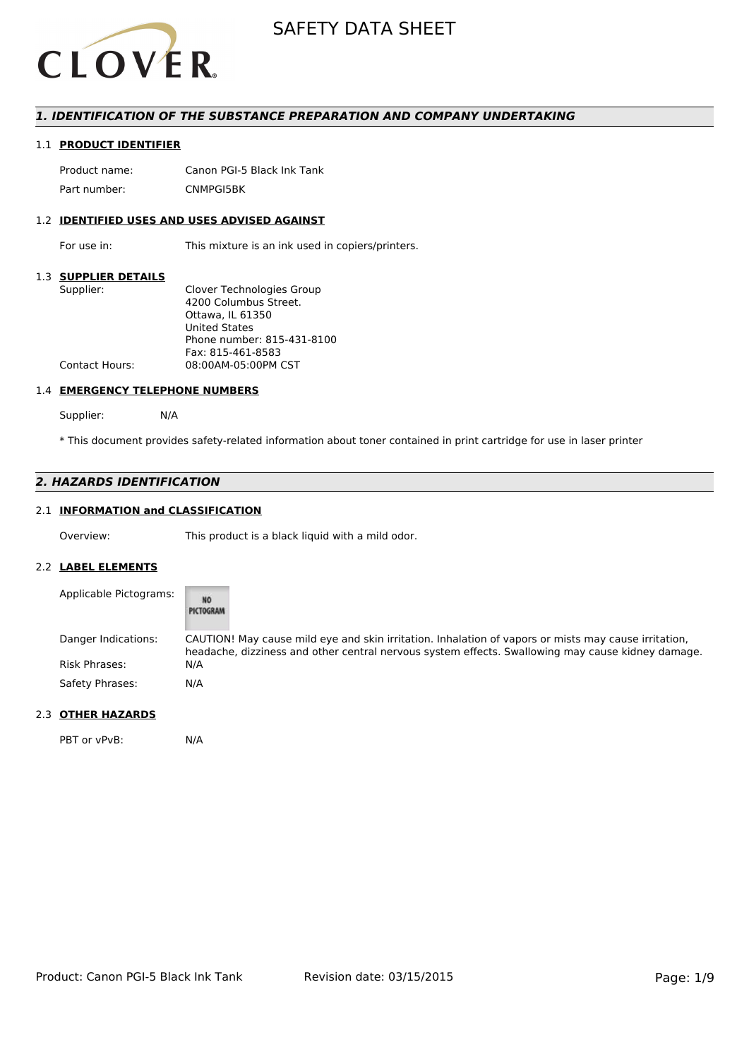# SAFETY DATA SHEET

## 1. IDENTIFICATION OF THE SUBSTANCE PREPARATION AND COMPANY UNDERTAKING

### 1.1 PRODUCT IDENTIFIER

| | |
|---|---|
| Product name: | Canon PGI-5 Black Ink Tank |
| Part number: | CNMPGI5BK |

### 1.2 IDENTIFIED USES AND USES ADVISED AGAINST

| | |
|---|---|
| For use in: | This mixture is an ink used in copiers/printers. |

### 1.3 SUPPLIER DETAILS

| | |
|---|---|
| Supplier: | Clover Technologies Group<br>4200 Columbus Street.<br>Ottawa, IL 61350<br>United States<br>Phone number: 815-431-8100<br>Fax: 815-461-8583 |
| Contact Hours: | 08:00AM-05:00PM CST |

### 1.4 EMERGENCY TELEPHONE NUMBERS

Supplier: N/A

* This document provides safety-related information about toner contained in print cartridge for use in laser printer

## 2. HAZARDS IDENTIFICATION

### 2.1 INFORMATION and CLASSIFICATION

| | |
|---|---|
| Overview: | This product is a black liquid with a mild odor. |

### 2.2 LABEL ELEMENTS

| | |
|---|---|
| Applicable Pictograms: | NO PICTOGRAM |
| Danger Indications: | CAUTION! May cause mild eye and skin irritation. Inhalation of vapors or mists may cause irritation, headache, dizziness and other central nervous system effects. Swallowing may cause kidney damage. |
| Risk Phrases: | N/A |
| Safety Phrases: | N/A |

### 2.3 OTHER HAZARDS

| | |
|---|---|
| PBT or vPvB: | N/A |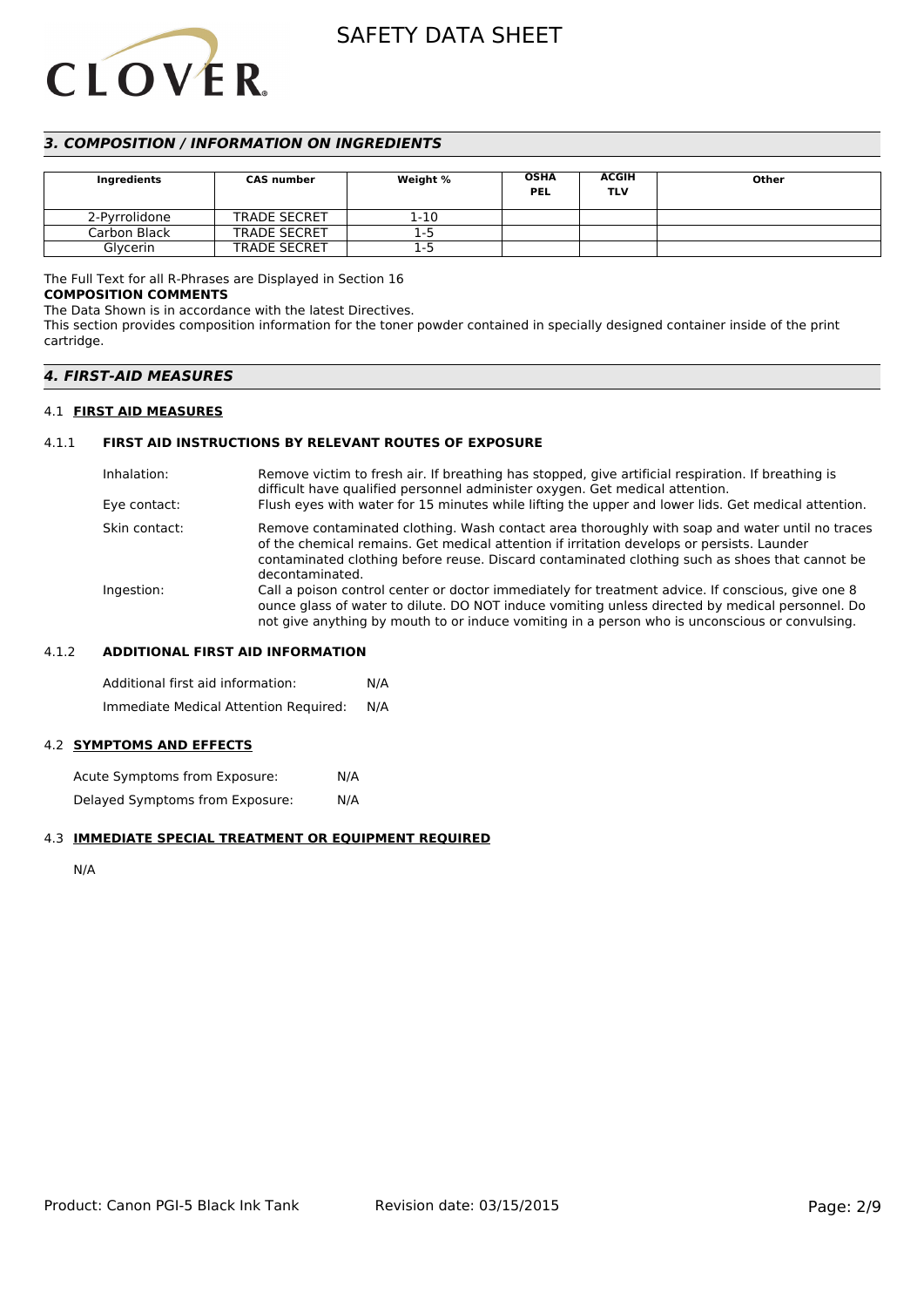## 3. COMPOSITION / INFORMATION ON INGREDIENTS

| Ingredients | CAS number | Weight % | OSHA PEL | ACGIH TLV | Other |
|---|---|---|---|---|---|
| 2-Pyrrolidone | TRADE SECRET | 1-10 | | | |
| Carbon Black | TRADE SECRET | 1-5 | | | |
| Glycerin | TRADE SECRET | 1-5 | | | |

The Full Text for all R-Phrases are Displayed in Section 16

**COMPOSITION COMMENTS**

The Data Shown is in accordance with the latest Directives.

This section provides composition information for the toner powder contained in specially designed container inside of the print cartridge.

## 4. FIRST-AID MEASURES

### 4.1 FIRST AID MEASURES

#### 4.1.1 FIRST AID INSTRUCTIONS BY RELEVANT ROUTES OF EXPOSURE

Inhalation: Remove victim to fresh air. If breathing has stopped, give artificial respiration. If breathing is difficult have qualified personnel administer oxygen. Get medical attention.

Eye contact: Flush eyes with water for 15 minutes while lifting the upper and lower lids. Get medical attention.

Skin contact: Remove contaminated clothing. Wash contact area thoroughly with soap and water until no traces of the chemical remains. Get medical attention if irritation develops or persists. Launder contaminated clothing before reuse. Discard contaminated clothing such as shoes that cannot be decontaminated.

Ingestion: Call a poison control center or doctor immediately for treatment advice. If conscious, give one 8 ounce glass of water to dilute. DO NOT induce vomiting unless directed by medical personnel. Do not give anything by mouth to or induce vomiting in a person who is unconscious or convulsing.

#### 4.1.2 ADDITIONAL FIRST AID INFORMATION

Additional first aid information: N/A

Immediate Medical Attention Required: N/A

### 4.2 SYMPTOMS AND EFFECTS

Acute Symptoms from Exposure: N/A

Delayed Symptoms from Exposure: N/A

### 4.3 IMMEDIATE SPECIAL TREATMENT OR EQUIPMENT REQUIRED

N/A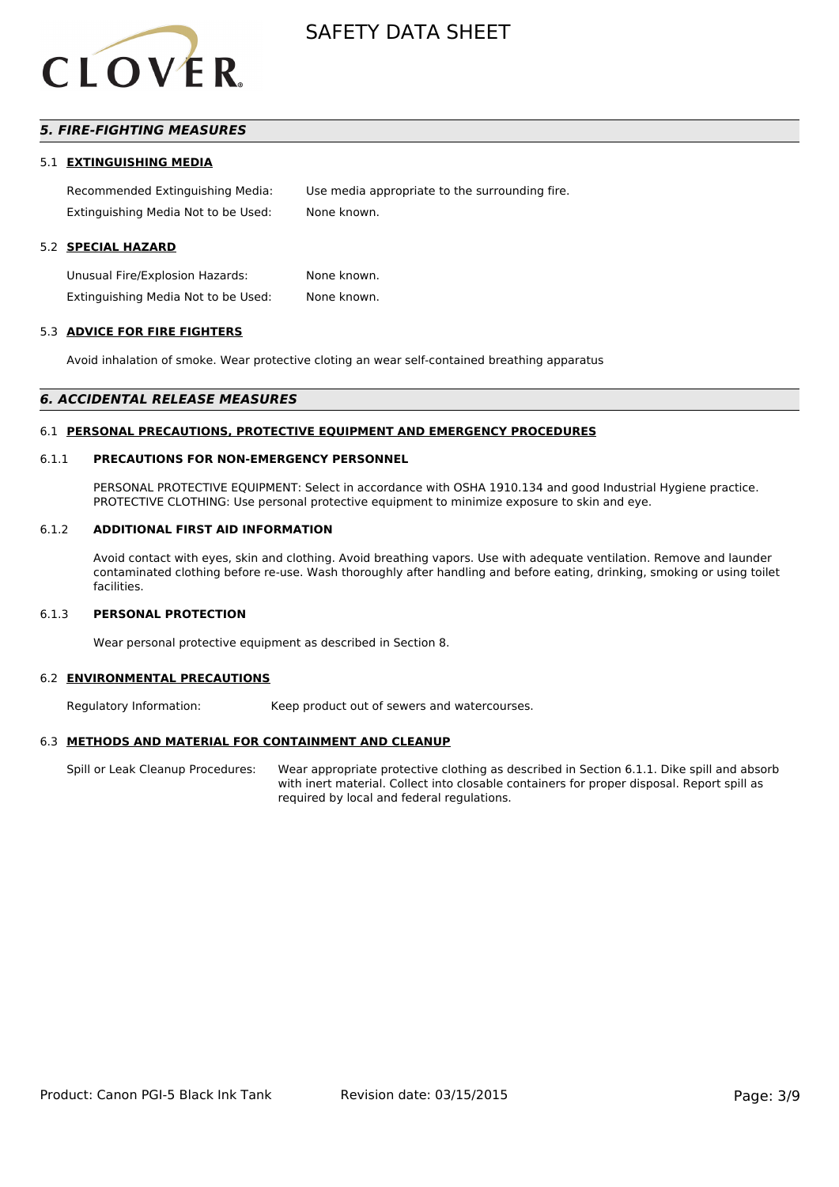## 5. FIRE-FIGHTING MEASURES

### 5.1 EXTINGUISHING MEDIA

| | |
|---|---|
| Recommended Extinguishing Media: | Use media appropriate to the surrounding fire. |
| Extinguishing Media Not to be Used: | None known. |

### 5.2 SPECIAL HAZARD

| | |
|---|---|
| Unusual Fire/Explosion Hazards: | None known. |
| Extinguishing Media Not to be Used: | None known. |

### 5.3 ADVICE FOR FIRE FIGHTERS

Avoid inhalation of smoke. Wear protective cloting an wear self-contained breathing apparatus

## 6. ACCIDENTAL RELEASE MEASURES

### 6.1 PERSONAL PRECAUTIONS, PROTECTIVE EQUIPMENT AND EMERGENCY PROCEDURES

#### 6.1.1 PRECAUTIONS FOR NON-EMERGENCY PERSONNEL

PERSONAL PROTECTIVE EQUIPMENT: Select in accordance with OSHA 1910.134 and good Industrial Hygiene practice. PROTECTIVE CLOTHING: Use personal protective equipment to minimize exposure to skin and eye.

#### 6.1.2 ADDITIONAL FIRST AID INFORMATION

Avoid contact with eyes, skin and clothing. Avoid breathing vapors. Use with adequate ventilation. Remove and launder contaminated clothing before re-use. Wash thoroughly after handling and before eating, drinking, smoking or using toilet facilities.

#### 6.1.3 PERSONAL PROTECTION

Wear personal protective equipment as described in Section 8.

### 6.2 ENVIRONMENTAL PRECAUTIONS

| | |
|---|---|
| Regulatory Information: | Keep product out of sewers and watercourses. |

### 6.3 METHODS AND MATERIAL FOR CONTAINMENT AND CLEANUP

| | |
|---|---|
| Spill or Leak Cleanup Procedures: | Wear appropriate protective clothing as described in Section 6.1.1. Dike spill and absorb with inert material. Collect into closable containers for proper disposal. Report spill as required by local and federal regulations. |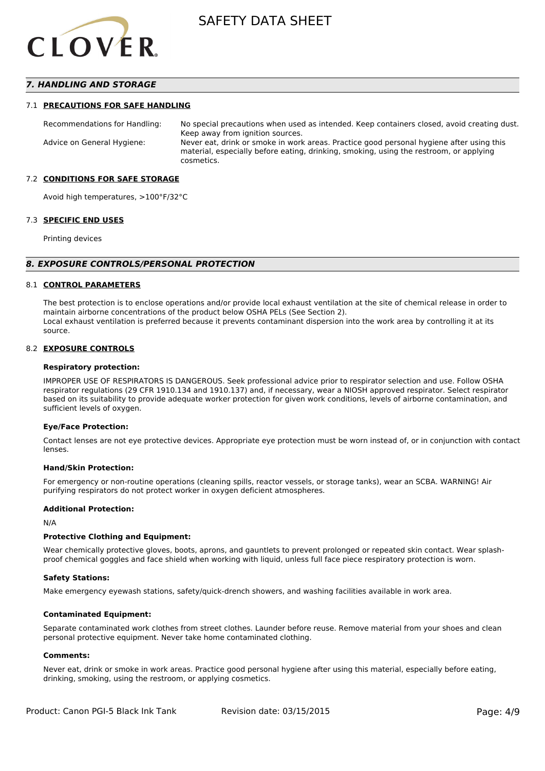## 7. HANDLING AND STORAGE

### 7.1 PRECAUTIONS FOR SAFE HANDLING

Recommendations for Handling: No special precautions when used as intended. Keep containers closed, avoid creating dust. Keep away from ignition sources.

Advice on General Hygiene: Never eat, drink or smoke in work areas. Practice good personal hygiene after using this material, especially before eating, drinking, smoking, using the restroom, or applying cosmetics.

### 7.2 CONDITIONS FOR SAFE STORAGE

Avoid high temperatures, >100°F/32°C

### 7.3 SPECIFIC END USES

Printing devices

## 8. EXPOSURE CONTROLS/PERSONAL PROTECTION

### 8.1 CONTROL PARAMETERS

The best protection is to enclose operations and/or provide local exhaust ventilation at the site of chemical release in order to maintain airborne concentrations of the product below OSHA PELs (See Section 2).
Local exhaust ventilation is preferred because it prevents contaminant dispersion into the work area by controlling it at its source.

### 8.2 EXPOSURE CONTROLS

**Respiratory protection:**

IMPROPER USE OF RESPIRATORS IS DANGEROUS. Seek professional advice prior to respirator selection and use. Follow OSHA respirator regulations (29 CFR 1910.134 and 1910.137) and, if necessary, wear a NIOSH approved respirator. Select respirator based on its suitability to provide adequate worker protection for given work conditions, levels of airborne contamination, and sufficient levels of oxygen.

**Eye/Face Protection:**

Contact lenses are not eye protective devices. Appropriate eye protection must be worn instead of, or in conjunction with contact lenses.

**Hand/Skin Protection:**

For emergency or non-routine operations (cleaning spills, reactor vessels, or storage tanks), wear an SCBA. WARNING! Air purifying respirators do not protect worker in oxygen deficient atmospheres.

**Additional Protection:**

N/A

**Protective Clothing and Equipment:**

Wear chemically protective gloves, boots, aprons, and gauntlets to prevent prolonged or repeated skin contact. Wear splash-proof chemical goggles and face shield when working with liquid, unless full face piece respiratory protection is worn.

**Safety Stations:**

Make emergency eyewash stations, safety/quick-drench showers, and washing facilities available in work area.

**Contaminated Equipment:**

Separate contaminated work clothes from street clothes. Launder before reuse. Remove material from your shoes and clean personal protective equipment. Never take home contaminated clothing.

**Comments:**

Never eat, drink or smoke in work areas. Practice good personal hygiene after using this material, especially before eating, drinking, smoking, using the restroom, or applying cosmetics.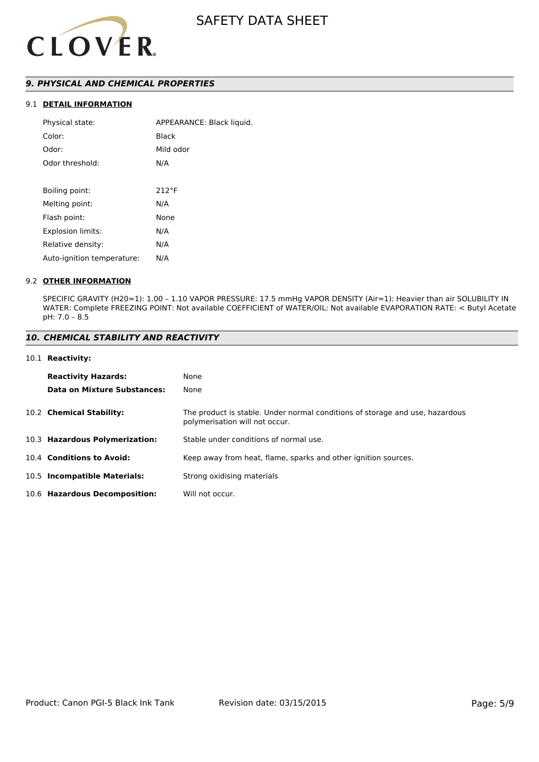## *9. PHYSICAL AND CHEMICAL PROPERTIES*

### 9.1 **DETAIL INFORMATION**

| | |
|---|---|
| Physical state: | APPEARANCE: Black liquid. |
| Color: | Black |
| Odor: | Mild odor |
| Odor threshold: | N/A |
| Boiling point: | 212°F |
| Melting point: | N/A |
| Flash point: | None |
| Explosion limits: | N/A |
| Relative density: | N/A |
| Auto-ignition temperature: | N/A |

### 9.2 **OTHER INFORMATION**

SPECIFIC GRAVITY (H20=1): 1.00 – 1.10 VAPOR PRESSURE: 17.5 mmHg VAPOR DENSITY (Air=1): Heavier than air SOLUBILITY IN WATER: Complete FREEZING POINT: Not available COEFFICIENT of WATER/OIL: Not available EVAPORATION RATE: < Butyl Acetate pH: 7.0 – 8.5

## *10. CHEMICAL STABILITY AND REACTIVITY*

### 10.1 **Reactivity:**

| | |
|---|---|
| **Reactivity Hazards:** | None |
| **Data on Mixture Substances:** | None |

| | |
|---|---|
| 10.2 **Chemical Stability:** | The product is stable. Under normal conditions of storage and use, hazardous polymerisation will not occur. |
| 10.3 **Hazardous Polymerization:** | Stable under conditions of normal use. |
| 10.4 **Conditions to Avoid:** | Keep away from heat, flame, sparks and other ignition sources. |
| 10.5 **Incompatible Materials:** | Strong oxidising materials |
| 10.6 **Hazardous Decomposition:** | Will not occur. |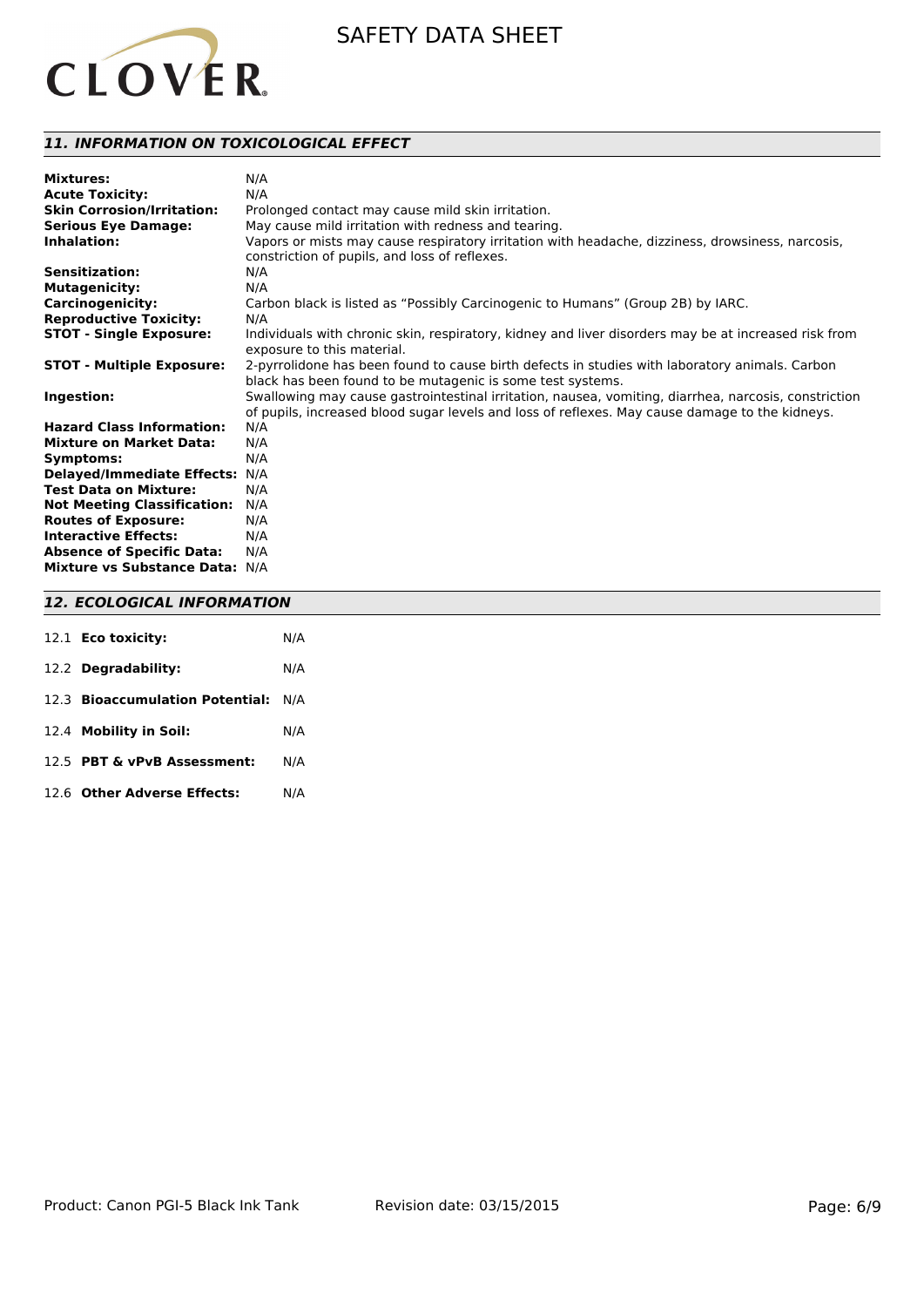## *11. INFORMATION ON TOXICOLOGICAL EFFECT*

| | |
|---|---|
| **Mixtures:** | N/A |
| **Acute Toxicity:** | N/A |
| **Skin Corrosion/Irritation:** | Prolonged contact may cause mild skin irritation. |
| **Serious Eye Damage:** | May cause mild irritation with redness and tearing. |
| **Inhalation:** | Vapors or mists may cause respiratory irritation with headache, dizziness, drowsiness, narcosis, constriction of pupils, and loss of reflexes. |
| **Sensitization:** | N/A |
| **Mutagenicity:** | N/A |
| **Carcinogenicity:** | Carbon black is listed as “Possibly Carcinogenic to Humans” (Group 2B) by IARC. |
| **Reproductive Toxicity:** | N/A |
| **STOT - Single Exposure:** | Individuals with chronic skin, respiratory, kidney and liver disorders may be at increased risk from exposure to this material. |
| **STOT - Multiple Exposure:** | 2-pyrrolidone has been found to cause birth defects in studies with laboratory animals. Carbon black has been found to be mutagenic is some test systems. |
| **Ingestion:** | Swallowing may cause gastrointestinal irritation, nausea, vomiting, diarrhea, narcosis, constriction of pupils, increased blood sugar levels and loss of reflexes. May cause damage to the kidneys. |
| **Hazard Class Information:** | N/A |
| **Mixture on Market Data:** | N/A |
| **Symptoms:** | N/A |
| **Delayed/Immediate Effects:** | N/A |
| **Test Data on Mixture:** | N/A |
| **Not Meeting Classification:** | N/A |
| **Routes of Exposure:** | N/A |
| **Interactive Effects:** | N/A |
| **Absence of Specific Data:** | N/A |
| **Mixture vs Substance Data:** | N/A |

## *12. ECOLOGICAL INFORMATION*

| | | |
|---|---|---|
| 12.1 | **Eco toxicity:** | N/A |
| 12.2 | **Degradability:** | N/A |
| 12.3 | **Bioaccumulation Potential:** | N/A |
| 12.4 | **Mobility in Soil:** | N/A |
| 12.5 | **PBT & vPvB Assessment:** | N/A |
| 12.6 | **Other Adverse Effects:** | N/A |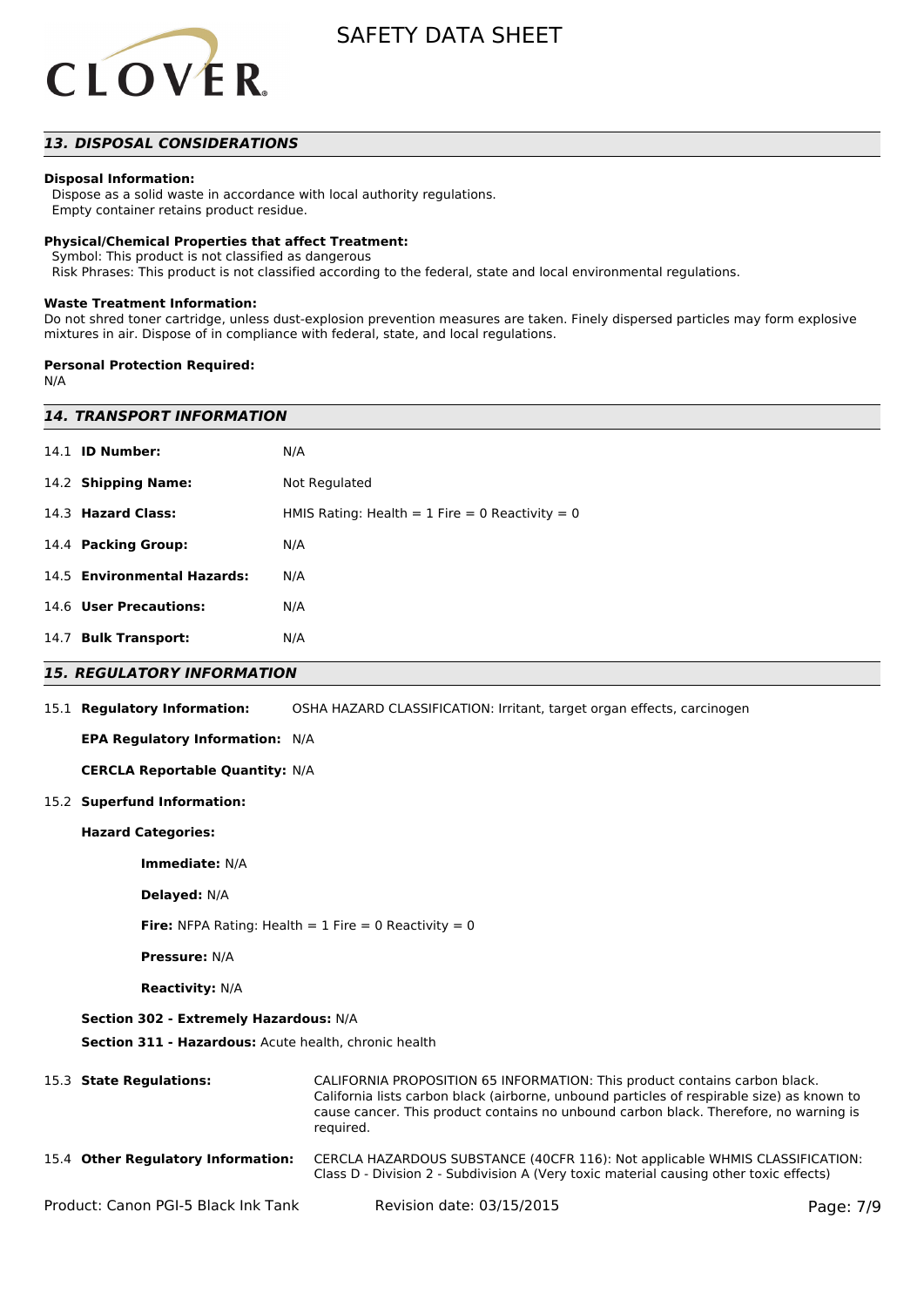## 13. DISPOSAL CONSIDERATIONS

**Disposal Information:**
Dispose as a solid waste in accordance with local authority regulations.
Empty container retains product residue.

**Physical/Chemical Properties that affect Treatment:**
Symbol: This product is not classified as dangerous
Risk Phrases: This product is not classified according to the federal, state and local environmental regulations.

**Waste Treatment Information:**
Do not shred toner cartridge, unless dust-explosion prevention measures are taken. Finely dispersed particles may form explosive mixtures in air. Dispose of in compliance with federal, state, and local regulations.

**Personal Protection Required:**
N/A

## 14. TRANSPORT INFORMATION

14.1 **ID Number:** N/A

14.2 **Shipping Name:** Not Regulated

14.3 **Hazard Class:** HMIS Rating: Health = 1 Fire = 0 Reactivity = 0

14.4 **Packing Group:** N/A

14.5 **Environmental Hazards:** N/A

14.6 **User Precautions:** N/A

14.7 **Bulk Transport:** N/A

## 15. REGULATORY INFORMATION

15.1 **Regulatory Information:** OSHA HAZARD CLASSIFICATION: Irritant, target organ effects, carcinogen

**EPA Regulatory Information:** N/A

**CERCLA Reportable Quantity:** N/A

15.2 **Superfund Information:**

**Hazard Categories:**

**Immediate:** N/A

**Delayed:** N/A

**Fire:** NFPA Rating: Health = 1 Fire = 0 Reactivity = 0

**Pressure:** N/A

**Reactivity:** N/A

**Section 302 - Extremely Hazardous:** N/A

**Section 311 - Hazardous:** Acute health, chronic health

15.3 **State Regulations:** CALIFORNIA PROPOSITION 65 INFORMATION: This product contains carbon black. California lists carbon black (airborne, unbound particles of respirable size) as known to cause cancer. This product contains no unbound carbon black. Therefore, no warning is required.

15.4 **Other Regulatory Information:** CERCLA HAZARDOUS SUBSTANCE (40CFR 116): Not applicable WHMIS CLASSIFICATION: Class D - Division 2 - Subdivision A (Very toxic material causing other toxic effects)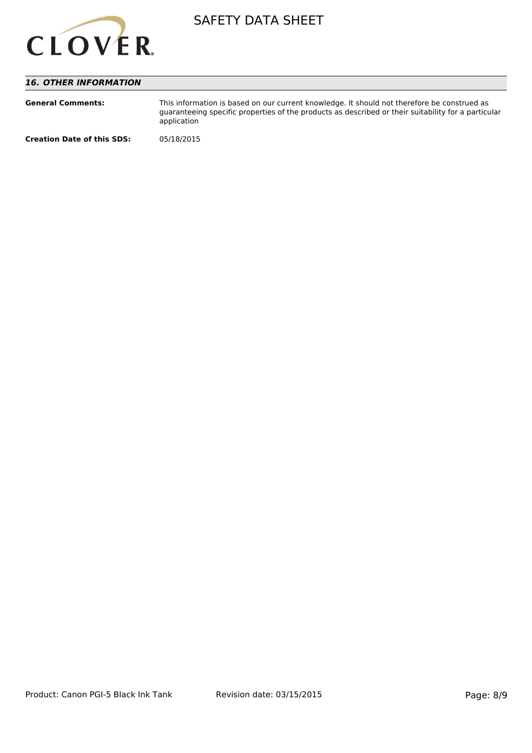## *16. OTHER INFORMATION*

**General Comments:** This information is based on our current knowledge. It should not therefore be construed as guaranteeing specific properties of the products as described or their suitability for a particular application

**Creation Date of this SDS:** 05/18/2015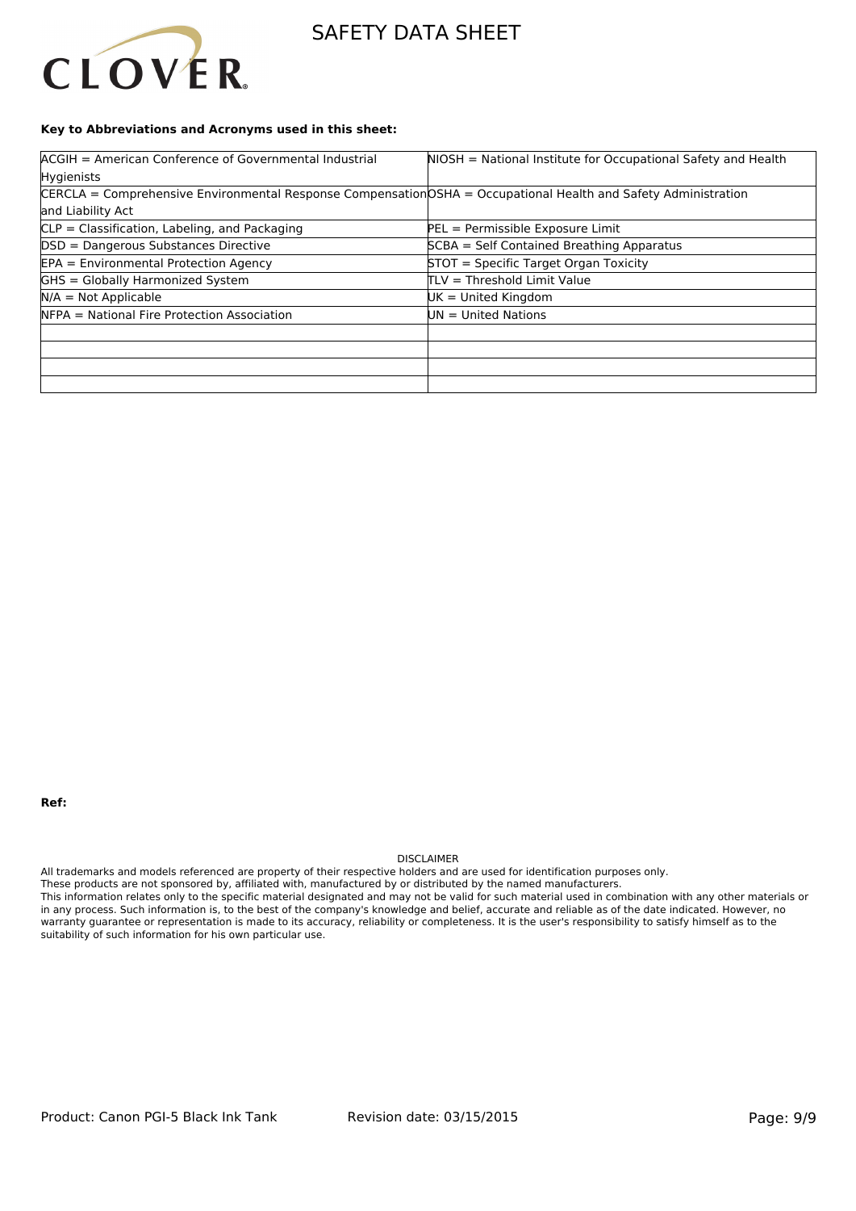**Key to Abbreviations and Acronyms used in this sheet:**

| | |
|---|---|
| ACGIH = American Conference of Governmental Industrial Hygienists | NIOSH = National Institute for Occupational Safety and Health |
| CERCLA = Comprehensive Environmental Response Compensation and Liability Act | OSHA = Occupational Health and Safety Administration |
| CLP = Classification, Labeling, and Packaging | PEL = Permissible Exposure Limit |
| DSD = Dangerous Substances Directive | SCBA = Self Contained Breathing Apparatus |
| EPA = Environmental Protection Agency | STOT = Specific Target Organ Toxicity |
| GHS = Globally Harmonized System | TLV = Threshold Limit Value |
| N/A = Not Applicable | UK = United Kingdom |
| NFPA = National Fire Protection Association | UN = United Nations |
| | |
| | |
| | |
| | |

**Ref:**

DISCLAIMER

All trademarks and models referenced are property of their respective holders and are used for identification purposes only.
These products are not sponsored by, affiliated with, manufactured by or distributed by the named manufacturers.
This information relates only to the specific material designated and may not be valid for such material used in combination with any other materials or in any process. Such information is, to the best of the company's knowledge and belief, accurate and reliable as of the date indicated. However, no warranty guarantee or representation is made to its accuracy, reliability or completeness. It is the user's responsibility to satisfy himself as to the suitability of such information for his own particular use.

Product: Canon PGI-5 Black Ink Tank    Revision date: 03/15/2015